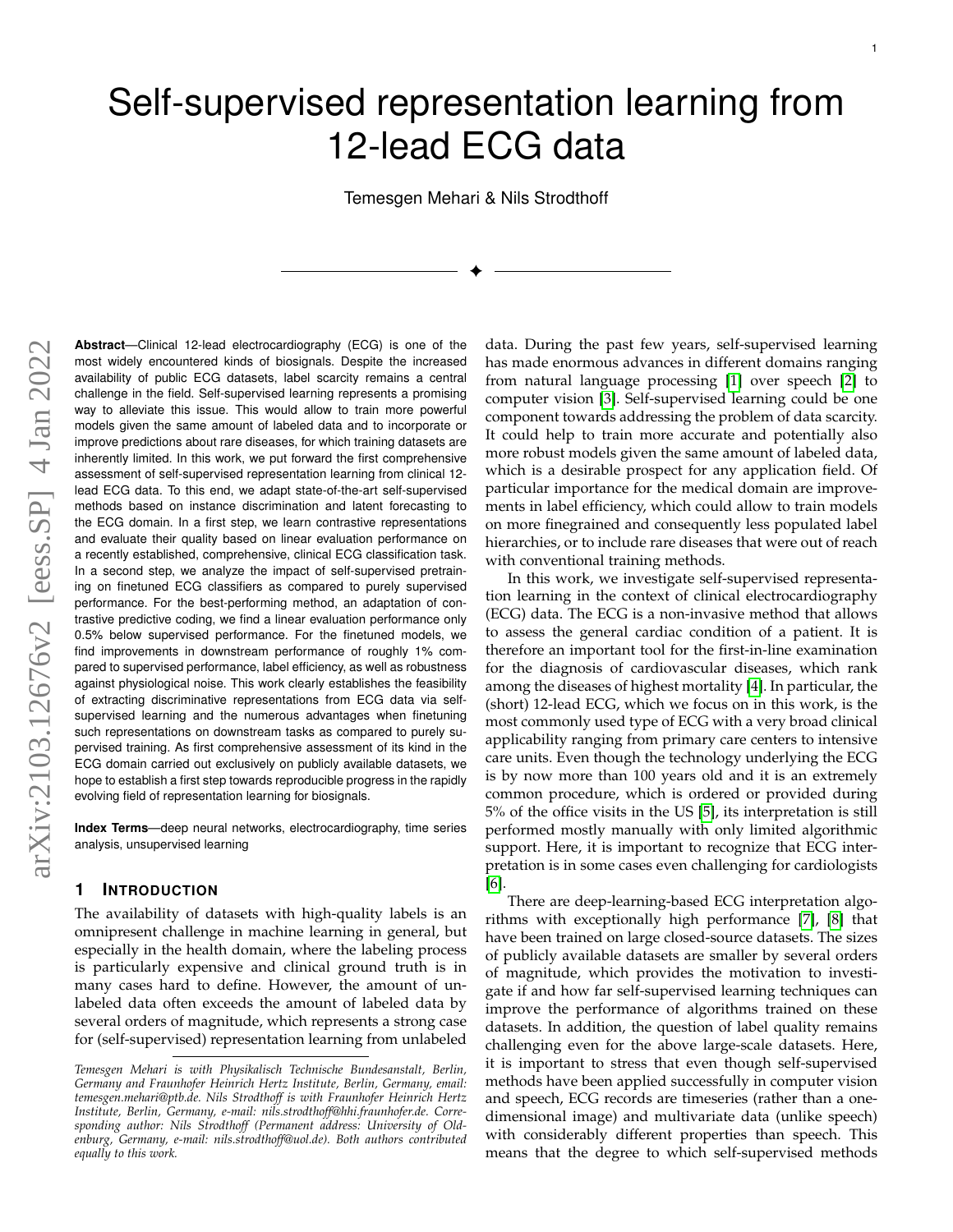# Self-supervised representation learning from 12-lead ECG data

Temesgen Mehari & Nils Strodthoff

**Abstract**—Clinical 12-lead electrocardiography (ECG) is one of the most widely encountered kinds of biosignals. Despite the increased availability of public ECG datasets, label scarcity remains a central challenge in the field. Self-supervised learning represents a promising way to alleviate this issue. This would allow to train more powerful models given the same amount of labeled data and to incorporate or improve predictions about rare diseases, for which training datasets are inherently limited. In this work, we put forward the first comprehensive assessment of self-supervised representation learning from clinical 12-lead ECG data. To this end, we adapt state-of-the-art self-supervised methods based on instance discrimination and latent forecasting to the ECG domain. In a first step, we learn contrastive representations and evaluate their quality based on linear evaluation performance on a recently established, comprehensive, clinical ECG classification task. In a second step, we analyze the impact of self-supervised pretraining on finetuned ECG classifiers as compared to purely supervised performance. For the best-performing method, an adaptation of contrastive predictive coding, we find a linear evaluation performance only 0.5% below supervised performance. For the finetuned models, we find improvements in downstream performance of roughly 1% compared to supervised performance, label efficiency, as well as robustness against physiological noise. This work clearly establishes the feasibility of extracting discriminative representations from ECG data via self-supervised learning and the numerous advantages when finetuning such representations on downstream tasks as compared to purely supervised training. As first comprehensive assessment of its kind in the ECG domain carried out exclusively on publicly available datasets, we hope to establish a first step towards reproducible progress in the rapidly evolving field of representation learning for biosignals.

**Index Terms**—deep neural networks, electrocardiography, time series analysis, unsupervised learning

## 1 Introduction

The availability of datasets with high-quality labels is an omnipresent challenge in machine learning in general, but especially in the health domain, where the labeling process is particularly expensive and clinical ground truth is in many cases hard to define. However, the amount of unlabeled data often exceeds the amount of labeled data by several orders of magnitude, which represents a strong case for (self-supervised) representation learning from unlabeled data. During the past few years, self-supervised learning has made enormous advances in different domains ranging from natural language processing [1] over speech [2] to computer vision [3]. Self-supervised learning could be one component towards addressing the problem of data scarcity. It could help to train more accurate and potentially also more robust models given the same amount of labeled data, which is a desirable prospect for any application field. Of particular importance for the medical domain are improvements in label efficiency, which could allow to train models on more finegrained and consequently less populated label hierarchies, or to include rare diseases that were out of reach with conventional training methods.

In this work, we investigate self-supervised representation learning in the context of clinical electrocardiography (ECG) data. The ECG is a non-invasive method that allows to assess the general cardiac condition of a patient. It is therefore an important tool for the first-in-line examination for the diagnosis of cardiovascular diseases, which rank among the diseases of highest mortality [4]. In particular, the (short) 12-lead ECG, which we focus on in this work, is the most commonly used type of ECG with a very broad clinical applicability ranging from primary care centers to intensive care units. Even though the technology underlying the ECG is by now more than 100 years old and it is an extremely common procedure, which is ordered or provided during 5% of the office visits in the US [5], its interpretation is still performed mostly manually with only limited algorithmic support. Here, it is important to recognize that ECG interpretation is in some cases even challenging for cardiologists [6].

There are deep-learning-based ECG interpretation algorithms with exceptionally high performance [7], [8] that have been trained on large closed-source datasets. The sizes of publicly available datasets are smaller by several orders of magnitude, which provides the motivation to investigate if and how far self-supervised learning techniques can improve the performance of algorithms trained on these datasets. In addition, the question of label quality remains challenging even for the above large-scale datasets. Here, it is important to stress that even though self-supervised methods have been applied successfully in computer vision and speech, ECG records are timeseries (rather than a one-dimensional image) and multivariate data (unlike speech) with considerably different properties than speech. This means that the degree to which self-supervised methods

*Temesgen Mehari is with Physikalisch Technische Bundesanstalt, Berlin, Germany and Fraunhofer Heinrich Hertz Institute, Berlin, Germany, email: temesgen.mehari@ptb.de. Nils Strodthoff is with Fraunhofer Heinrich Hertz Institute, Berlin, Germany, e-mail: nils.strodthoff@hhi.fraunhofer.de. Corresponding author: Nils Strodthoff (Permanent address: University of Oldenburg, Germany, e-mail: nils.strodthoff@uol.de). Both authors contributed equally to this work.*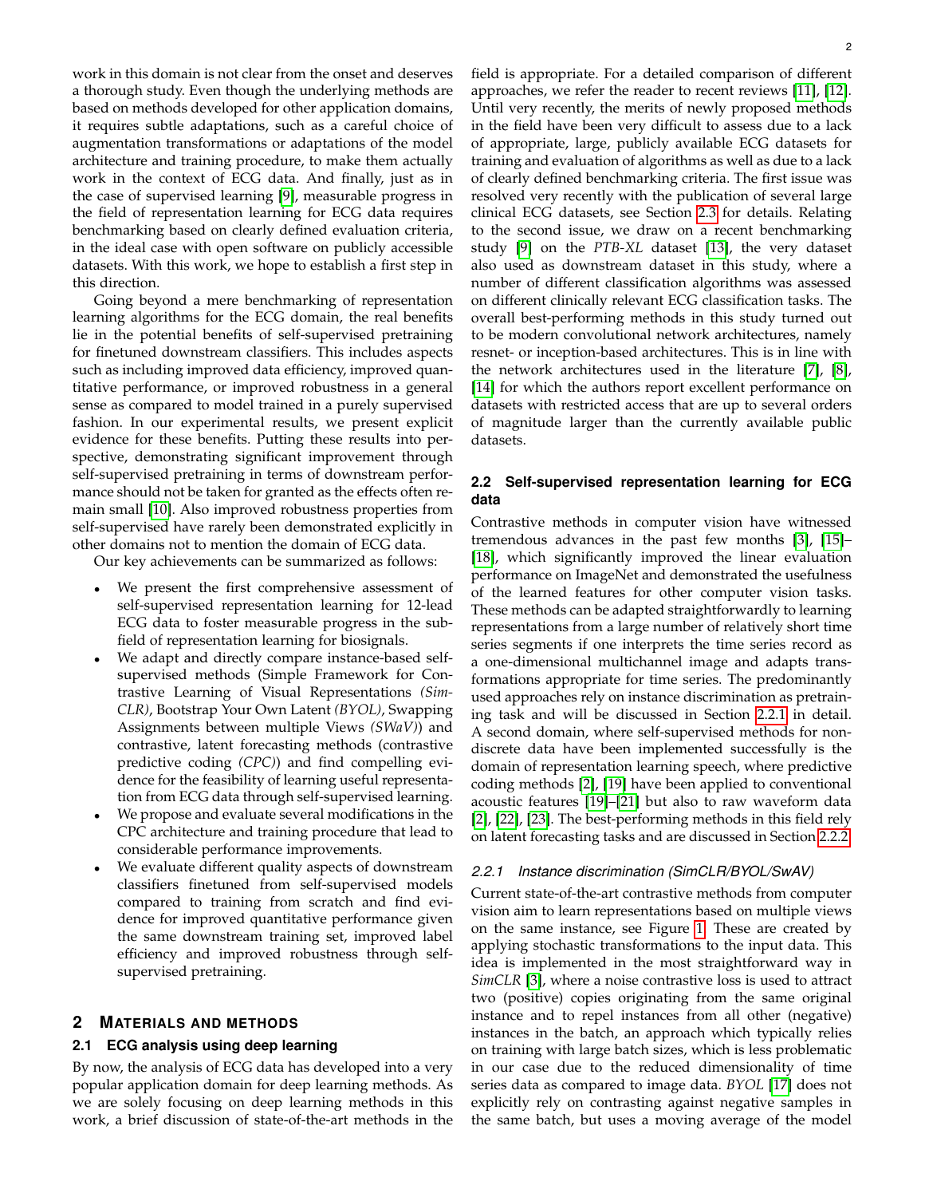work in this domain is not clear from the onset and deserves a thorough study. Even though the underlying methods are based on methods developed for other application domains, it requires subtle adaptations, such as a careful choice of augmentation transformations or adaptations of the model architecture and training procedure, to make them actually work in the context of ECG data. And finally, just as in the case of supervised learning [9], measurable progress in the field of representation learning for ECG data requires benchmarking based on clearly defined evaluation criteria, in the ideal case with open software on publicly accessible datasets. With this work, we hope to establish a first step in this direction.

Going beyond a mere benchmarking of representation learning algorithms for the ECG domain, the real benefits lie in the potential benefits of self-supervised pretraining for finetuned downstream classifiers. This includes aspects such as including improved data efficiency, improved quantitative performance, or improved robustness in a general sense as compared to model trained in a purely supervised fashion. In our experimental results, we present explicit evidence for these benefits. Putting these results into perspective, demonstrating significant improvement through self-supervised pretraining in terms of downstream performance should not be taken for granted as the effects often remain small [10]. Also improved robustness properties from self-supervised have rarely been demonstrated explicitly in other domains not to mention the domain of ECG data.

Our key achievements can be summarized as follows:

- We present the first comprehensive assessment of self-supervised representation learning for 12-lead ECG data to foster measurable progress in the subfield of representation learning for biosignals.
- We adapt and directly compare instance-based self-supervised methods (Simple Framework for Contrastive Learning of Visual Representations *(SimCLR)*, Bootstrap Your Own Latent *(BYOL)*, Swapping Assignments between multiple Views *(SWaV)*) and contrastive, latent forecasting methods (contrastive predictive coding *(CPC)*) and find compelling evidence for the feasibility of learning useful representation from ECG data through self-supervised learning.
- We propose and evaluate several modifications in the CPC architecture and training procedure that lead to considerable performance improvements.
- We evaluate different quality aspects of downstream classifiers finetuned from self-supervised models compared to training from scratch and find evidence for improved quantitative performance given the same downstream training set, improved label efficiency and improved robustness through self-supervised pretraining.

## 2 Materials and Methods

### 2.1 ECG analysis using deep learning

By now, the analysis of ECG data has developed into a very popular application domain for deep learning methods. As we are solely focusing on deep learning methods in this work, a brief discussion of state-of-the-art methods in the field is appropriate. For a detailed comparison of different approaches, we refer the reader to recent reviews [11], [12]. Until very recently, the merits of newly proposed methods in the field have been very difficult to assess due to a lack of appropriate, large, publicly available ECG datasets for training and evaluation of algorithms as well as due to a lack of clearly defined benchmarking criteria. The first issue was resolved very recently with the publication of several large clinical ECG datasets, see Section 2.3 for details. Relating to the second issue, we draw on a recent benchmarking study [9] on the *PTB-XL* dataset [13], the very dataset also used as downstream dataset in this study, where a number of different classification algorithms was assessed on different clinically relevant ECG classification tasks. The overall best-performing methods in this study turned out to be modern convolutional network architectures, namely resnet- or inception-based architectures. This is in line with the network architectures used in the literature [7], [8], [14] for which the authors report excellent performance on datasets with restricted access that are up to several orders of magnitude larger than the currently available public datasets.

### 2.2 Self-supervised representation learning for ECG data

Contrastive methods in computer vision have witnessed tremendous advances in the past few months [3], [15]–[18], which significantly improved the linear evaluation performance on ImageNet and demonstrated the usefulness of the learned features for other computer vision tasks. These methods can be adapted straightforwardly to learning representations from a large number of relatively short time series segments if one interprets the time series record as a one-dimensional multichannel image and adapts transformations appropriate for time series. The predominantly used approaches rely on instance discrimination as pretraining task and will be discussed in Section 2.2.1 in detail. A second domain, where self-supervised methods for non-discrete data have been implemented successfully is the domain of representation learning speech, where predictive coding methods [2], [19] have been applied to conventional acoustic features [19]–[21] but also to raw waveform data [2], [22], [23]. The best-performing methods in this field rely on latent forecasting tasks and are discussed in Section 2.2.2.

#### 2.2.1 Instance discrimination (SimCLR/BYOL/SwAV)

Current state-of-the-art contrastive methods from computer vision aim to learn representations based on multiple views on the same instance, see Figure 1. These are created by applying stochastic transformations to the input data. This idea is implemented in the most straightforward way in *SimCLR* [3], where a noise contrastive loss is used to attract two (positive) copies originating from the same original instance and to repel instances from all other (negative) instances in the batch, an approach which typically relies on training with large batch sizes, which is less problematic in our case due to the reduced dimensionality of time series data as compared to image data. *BYOL* [17] does not explicitly rely on contrasting against negative samples in the same batch, but uses a moving average of the model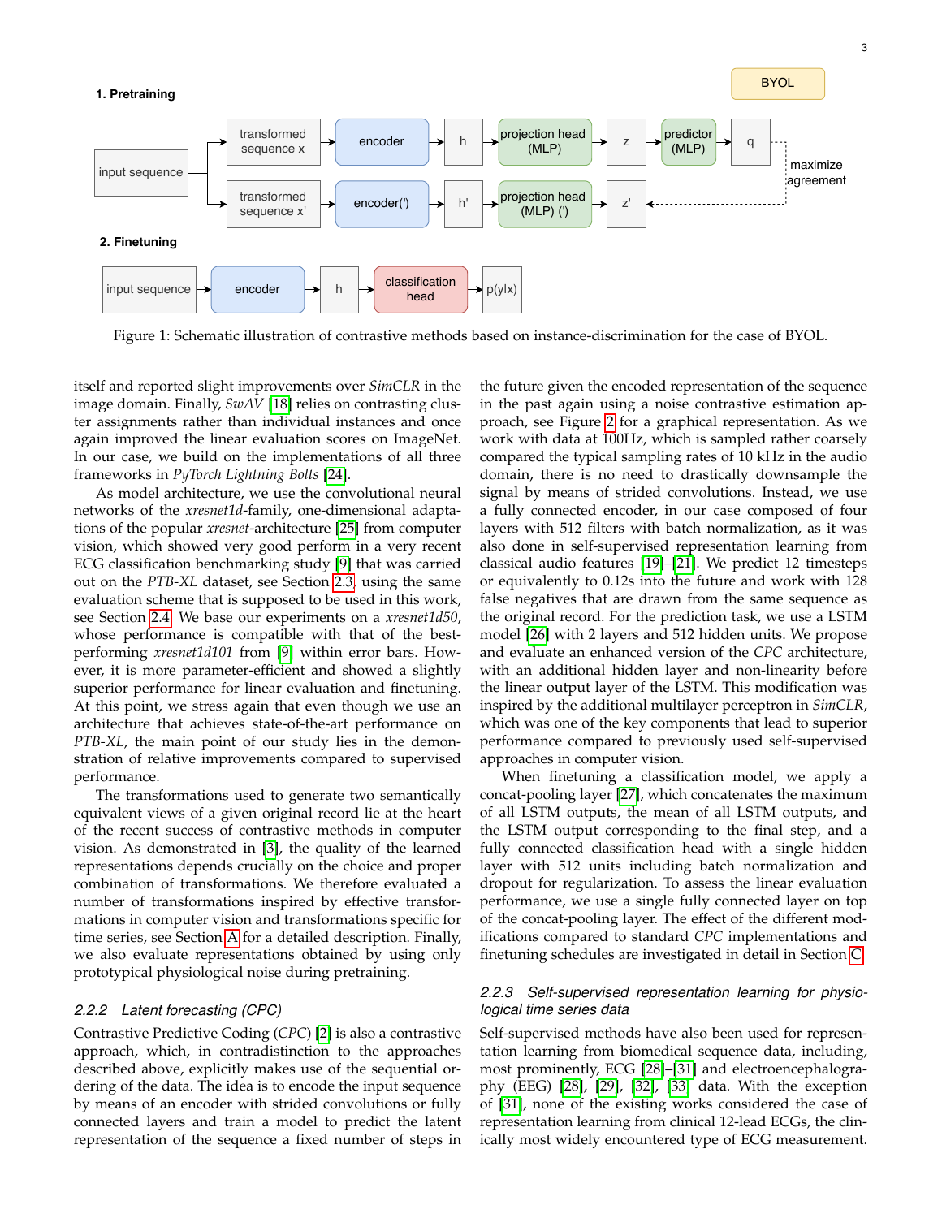Figure 1: Schematic illustration of contrastive methods based on instance-discrimination for the case of BYOL.

itself and reported slight improvements over *SimCLR* in the image domain. Finally, *SwAV* [18] relies on contrasting cluster assignments rather than individual instances and once again improved the linear evaluation scores on ImageNet. In our case, we build on the implementations of all three frameworks in *PyTorch Lightning Bolts* [24].

As model architecture, we use the convolutional neural networks of the *xresnet1d*-family, one-dimensional adaptations of the popular *xresnet*-architecture [25] from computer vision, which showed very good perform in a very recent ECG classification benchmarking study [9] that was carried out on the *PTB-XL* dataset, see Section 2.3, using the same evaluation scheme that is supposed to be used in this work, see Section 2.4. We base our experiments on a *xresnet1d50*, whose performance is compatible with that of the best-performing *xresnet1d101* from [9] within error bars. However, it is more parameter-efficient and showed a slightly superior performance for linear evaluation and finetuning. At this point, we stress again that even though we use an architecture that achieves state-of-the-art performance on *PTB-XL*, the main point of our study lies in the demonstration of relative improvements compared to supervised performance.

The transformations used to generate two semantically equivalent views of a given original record lie at the heart of the recent success of contrastive methods in computer vision. As demonstrated in [3], the quality of the learned representations depends crucially on the choice and proper combination of transformations. We therefore evaluated a number of transformations inspired by effective transformations in computer vision and transformations specific for time series, see Section A for a detailed description. Finally, we also evaluate representations obtained by using only prototypical physiological noise during pretraining.

#### 2.2.2 Latent forecasting (CPC)

Contrastive Predictive Coding (*CPC*) [2] is also a contrastive approach, which, in contradistinction to the approaches described above, explicitly makes use of the sequential ordering of the data. The idea is to encode the input sequence by means of an encoder with strided convolutions or fully connected layers and train a model to predict the latent representation of the sequence a fixed number of steps in the future given the encoded representation of the sequence in the past again using a noise contrastive estimation approach, see Figure 2 for a graphical representation. As we work with data at 100Hz, which is sampled rather coarsely compared the typical sampling rates of 10 kHz in the audio domain, there is no need to drastically downsample the signal by means of strided convolutions. Instead, we use a fully connected encoder, in our case composed of four layers with 512 filters with batch normalization, as it was also done in self-supervised representation learning from classical audio features [19]–[21]. We predict 12 timesteps or equivalently to 0.12s into the future and work with 128 false negatives that are drawn from the same sequence as the original record. For the prediction task, we use a LSTM model [26] with 2 layers and 512 hidden units. We propose and evaluate an enhanced version of the *CPC* architecture, with an additional hidden layer and non-linearity before the linear output layer of the LSTM. This modification was inspired by the additional multilayer perceptron in *SimCLR*, which was one of the key components that lead to superior performance compared to previously used self-supervised approaches in computer vision.

When finetuning a classification model, we apply a concat-pooling layer [27], which concatenates the maximum of all LSTM outputs, the mean of all LSTM outputs, and the LSTM output corresponding to the final step, and a fully connected classification head with a single hidden layer with 512 units including batch normalization and dropout for regularization. To assess the linear evaluation performance, we use a single fully connected layer on top of the concat-pooling layer. The effect of the different modifications compared to standard *CPC* implementations and finetuning schedules are investigated in detail in Section C.

#### 2.2.3 Self-supervised representation learning for physiological time series data

Self-supervised methods have also been used for representation learning from biomedical sequence data, including, most prominently, ECG [28]–[31] and electroencephalography (EEG) [28], [29], [32], [33] data. With the exception of [31], none of the existing works considered the case of representation learning from clinical 12-lead ECGs, the clinically most widely encountered type of ECG measurement.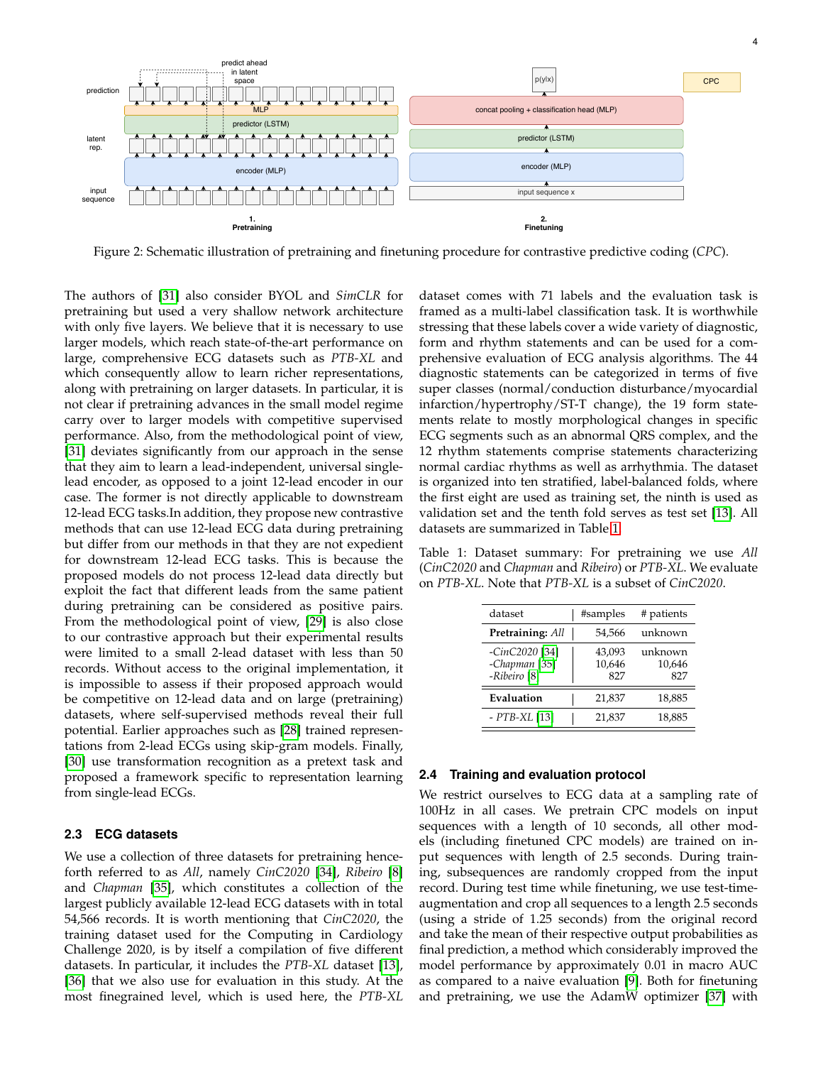Figure 2: Schematic illustration of pretraining and finetuning procedure for contrastive predictive coding (*CPC*).

The authors of [31] also consider BYOL and *SimCLR* for pretraining but used a very shallow network architecture with only five layers. We believe that it is necessary to use larger models, which reach state-of-the-art performance on large, comprehensive ECG datasets such as *PTB-XL* and which consequently allow to learn richer representations, along with pretraining on larger datasets. In particular, it is not clear if pretraining advances in the small model regime carry over to larger models with competitive supervised performance. Also, from the methodological point of view, [31] deviates significantly from our approach in the sense that they aim to learn a lead-independent, universal single-lead encoder, as opposed to a joint 12-lead encoder in our case. The former is not directly applicable to downstream 12-lead ECG tasks.In addition, they propose new contrastive methods that can use 12-lead ECG data during pretraining but differ from our methods in that they are not expedient for downstream 12-lead ECG tasks. This is because the proposed models do not process 12-lead data directly but exploit the fact that different leads from the same patient during pretraining can be considered as positive pairs. From the methodological point of view, [29] is also close to our contrastive approach but their experimental results were limited to a small 2-lead dataset with less than 50 records. Without access to the original implementation, it is impossible to assess if their proposed approach would be competitive on 12-lead data and on large (pretraining) datasets, where self-supervised methods reveal their full potential. Earlier approaches such as [28] trained representations from 2-lead ECGs using skip-gram models. Finally, [30] use transformation recognition as a pretext task and proposed a framework specific to representation learning from single-lead ECGs.

### 2.3 ECG datasets

We use a collection of three datasets for pretraining henceforth referred to as *All*, namely *CinC2020* [34], *Ribeiro* [8] and *Chapman* [35], which constitutes a collection of the largest publicly available 12-lead ECG datasets with in total 54,566 records. It is worth mentioning that *CinC2020*, the training dataset used for the Computing in Cardiology Challenge 2020, is by itself a compilation of five different datasets. In particular, it includes the *PTB-XL* dataset [13], [36] that we also use for evaluation in this study. At the most finegrained level, which is used here, the *PTB-XL* dataset comes with 71 labels and the evaluation task is framed as a multi-label classification task. It is worthwhile stressing that these labels cover a wide variety of diagnostic, form and rhythm statements and can be used for a comprehensive evaluation of ECG analysis algorithms. The 44 diagnostic statements can be categorized in terms of five super classes (normal/conduction disturbance/myocardial infarction/hypertrophy/ST-T change), the 19 form statements relate to mostly morphological changes in specific ECG segments such as an abnormal QRS complex, and the 12 rhythm statements comprise statements characterizing normal cardiac rhythms as well as arrhythmia. The dataset is organized into ten stratified, label-balanced folds, where the first eight are used as training set, the ninth is used as validation set and the tenth fold serves as test set [13]. All datasets are summarized in Table 1.

Table 1: Dataset summary: For pretraining we use *All* (*CinC2020* and *Chapman* and *Ribeiro*) or *PTB-XL*. We evaluate on *PTB-XL*. Note that *PTB-XL* is a subset of *CinC2020*.

| dataset | #samples | # patients |
|---|---|---|
| **Pretraining:** *All* | 54,566 | unknown |
| -*CinC2020* [34] | 43,093 | unknown |
| -*Chapman* [35] | 10,646 | 10,646 |
| -*Ribeiro* [8] | 827 | 827 |
| **Evaluation** | 21,837 | 18,885 |
| - *PTB-XL* [13] | 21,837 | 18,885 |

### 2.4 Training and evaluation protocol

We restrict ourselves to ECG data at a sampling rate of 100Hz in all cases. We pretrain CPC models on input sequences with a length of 10 seconds, all other models (including finetuned CPC models) are trained on input sequences with length of 2.5 seconds. During training, subsequences are randomly cropped from the input record. During test time while finetuning, we use test-time-augmentation and crop all sequences to a length 2.5 seconds (using a stride of 1.25 seconds) from the original record and take the mean of their respective output probabilities as final prediction, a method which considerably improved the model performance by approximately 0.01 in macro AUC as compared to a naive evaluation [9]. Both for finetuning and pretraining, we use the AdamW optimizer [37] with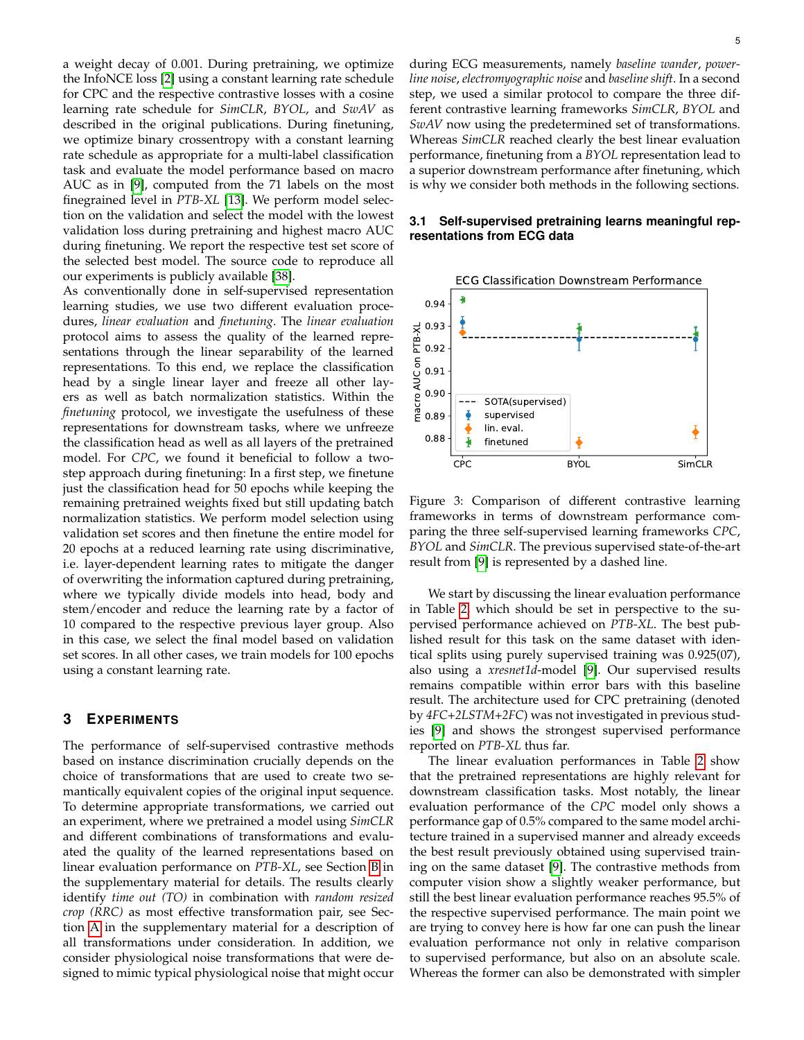a weight decay of 0.001. During pretraining, we optimize the InfoNCE loss [2] using a constant learning rate schedule for CPC and the respective contrastive losses with a cosine learning rate schedule for *SimCLR*, *BYOL*, and *SwAV* as described in the original publications. During finetuning, we optimize binary crossentropy with a constant learning rate schedule as appropriate for a multi-label classification task and evaluate the model performance based on macro AUC as in [9], computed from the 71 labels on the most finegrained level in *PTB-XL* [13]. We perform model selection on the validation and select the model with the lowest validation loss during pretraining and highest macro AUC during finetuning. We report the respective test set score of the selected best model. The source code to reproduce all our experiments is publicly available [38].

As conventionally done in self-supervised representation learning studies, we use two different evaluation procedures, *linear evaluation* and *finetuning*. The *linear evaluation* protocol aims to assess the quality of the learned representations through the linear separability of the learned representations. To this end, we replace the classification head by a single linear layer and freeze all other layers as well as batch normalization statistics. Within the *finetuning* protocol, we investigate the usefulness of these representations for downstream tasks, where we unfreeze the classification head as well as all layers of the pretrained model. For *CPC*, we found it beneficial to follow a two-step approach during finetuning: In a first step, we finetune just the classification head for 50 epochs while keeping the remaining pretrained weights fixed but still updating batch normalization statistics. We perform model selection using validation set scores and then finetune the entire model for 20 epochs at a reduced learning rate using discriminative, i.e. layer-dependent learning rates to mitigate the danger of overwriting the information captured during pretraining, where we typically divide models into head, body and stem/encoder and reduce the learning rate by a factor of 10 compared to the respective previous layer group. Also in this case, we select the final model based on validation set scores. In all other cases, we train models for 100 epochs using a constant learning rate.

## 3 Experiments

The performance of self-supervised contrastive methods based on instance discrimination crucially depends on the choice of transformations that are used to create two semantically equivalent copies of the original input sequence. To determine appropriate transformations, we carried out an experiment, where we pretrained a model using *SimCLR* and different combinations of transformations and evaluated the quality of the learned representations based on linear evaluation performance on *PTB-XL*, see Section B in the supplementary material for details. The results clearly identify *time out (TO)* in combination with *random resized crop (RRC)* as most effective transformation pair, see Section A in the supplementary material for a description of all transformations under consideration. In addition, we consider physiological noise transformations that were designed to mimic typical physiological noise that might occur during ECG measurements, namely *baseline wander*, *powerline noise*, *electromyographic noise* and *baseline shift*. In a second step, we used a similar protocol to compare the three different contrastive learning frameworks *SimCLR*, *BYOL* and *SwAV* now using the predetermined set of transformations. Whereas *SimCLR* reached clearly the best linear evaluation performance, finetuning from a *BYOL* representation lead to a superior downstream performance after finetuning, which is why we consider both methods in the following sections.

### 3.1 Self-supervised pretraining learns meaningful representations from ECG data

Figure 3: Comparison of different contrastive learning frameworks in terms of downstream performance comparing the three self-supervised learning frameworks *CPC*, *BYOL* and *SimCLR*. The previous supervised state-of-the-art result from [9] is represented by a dashed line.

We start by discussing the linear evaluation performance in Table 2, which should be set in perspective to the supervised performance achieved on *PTB-XL*. The best published result for this task on the same dataset with identical splits using purely supervised training was 0.925(07), also using a *xresnet1d*-model [9]. Our supervised results remains compatible within error bars with this baseline result. The architecture used for CPC pretraining (denoted by *4FC+2LSTM+2FC*) was not investigated in previous studies [9] and shows the strongest supervised performance reported on *PTB-XL* thus far.

The linear evaluation performances in Table 2 show that the pretrained representations are highly relevant for downstream classification tasks. Most notably, the linear evaluation performance of the *CPC* model only shows a performance gap of 0.5% compared to the same model architecture trained in a supervised manner and already exceeds the best result previously obtained using supervised training on the same dataset [9]. The contrastive methods from computer vision show a slightly weaker performance, but still the best linear evaluation performance reaches 95.5% of the respective supervised performance. The main point we are trying to convey here is how far one can push the linear evaluation performance not only in relative comparison to supervised performance, but also on an absolute scale. Whereas the former can also be demonstrated with simpler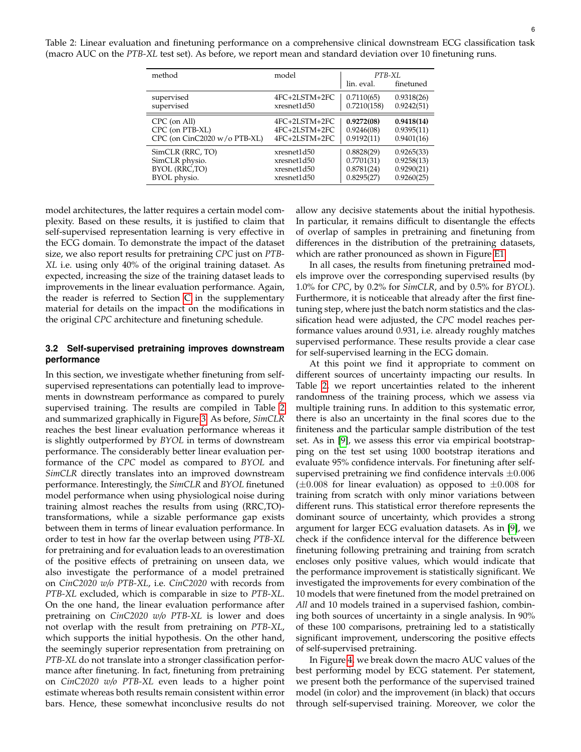Table 2: Linear evaluation and finetuning performance on a comprehensive clinical downstream ECG classification task (macro AUC on the *PTB-XL* test set). As before, we report mean and standard deviation over 10 finetuning runs.

| method | model | *PTB-XL* lin. eval. | *PTB-XL* finetuned |
|---|---|---|---|
| supervised | 4FC+2LSTM+2FC | 0.7110(65) | 0.9318(26) |
| supervised | xresnet1d50 | 0.7210(158) | 0.9242(51) |
| CPC (on All) | 4FC+2LSTM+2FC | **0.9272(08)** | **0.9418(14)** |
| CPC (on PTB-XL) | 4FC+2LSTM+2FC | 0.9246(08) | 0.9395(11) |
| CPC (on CinC2020 w/o PTB-XL) | 4FC+2LSTM+2FC | 0.9192(11) | 0.9401(16) |
| SimCLR (RRC, TO) | xresnet1d50 | 0.8828(29) | 0.9265(33) |
| SimCLR physio. | xresnet1d50 | 0.7701(31) | 0.9258(13) |
| BYOL (RRC,TO) | xresnet1d50 | 0.8781(24) | 0.9290(21) |
| BYOL physio. | xresnet1d50 | 0.8295(27) | 0.9260(25) |

model architectures, the latter requires a certain model complexity. Based on these results, it is justified to claim that self-supervised representation learning is very effective in the ECG domain. To demonstrate the impact of the dataset size, we also report results for pretraining *CPC* just on *PTB-XL* i.e. using only 40% of the original training dataset. As expected, increasing the size of the training dataset leads to improvements in the linear evaluation performance. Again, the reader is referred to Section C in the supplementary material for details on the impact on the modifications in the original *CPC* architecture and finetuning schedule.

### 3.2 Self-supervised pretraining improves downstream performance

In this section, we investigate whether finetuning from self-supervised representations can potentially lead to improvements in downstream performance as compared to purely supervised training. The results are compiled in Table 2 and summarized graphically in Figure 3. As before, *SimCLR* reaches the best linear evaluation performance whereas it is slightly outperformed by *BYOL* in terms of downstream performance. The considerably better linear evaluation performance of the *CPC* model as compared to *BYOL* and *SimCLR* directly translates into an improved downstream performance. Interestingly, the *SimCLR* and *BYOL* finetuned model performance when using physiological noise during training almost reaches the results from using (RRC,TO)-transformations, while a sizable performance gap exists between them in terms of linear evaluation performance. In order to test in how far the overlap between using *PTB-XL* for pretraining and for evaluation leads to an overestimation of the positive effects of pretraining on unseen data, we also investigate the performance of a model pretrained on *CinC2020 w/o PTB-XL*, i.e. *CinC2020* with records from *PTB-XL* excluded, which is comparable in size to *PTB-XL*. On the one hand, the linear evaluation performance after pretraining on *CinC2020 w/o PTB-XL* is lower and does not overlap with the result from pretraining on *PTB-XL*, which supports the initial hypothesis. On the other hand, the seemingly superior representation from pretraining on *PTB-XL* do not translate into a stronger classification performance after finetuning. In fact, finetuning from pretraining on *CinC2020 w/o PTB-XL* even leads to a higher point estimate whereas both results remain consistent within error bars. Hence, these somewhat inconclusive results do not allow any decisive statements about the initial hypothesis. In particular, it remains difficult to disentangle the effects of overlap of samples in pretraining and finetuning from differences in the distribution of the pretraining datasets, which are rather pronounced as shown in Figure E1.

In all cases, the results from finetuning pretrained models improve over the corresponding supervised results (by 1.0% for *CPC*, by 0.2% for *SimCLR*, and by 0.5% for *BYOL*). Furthermore, it is noticeable that already after the first finetuning step, where just the batch norm statistics and the classification head were adjusted, the *CPC* model reaches performance values around 0.931, i.e. already roughly matches supervised performance. These results provide a clear case for self-supervised learning in the ECG domain.

At this point we find it appropriate to comment on different sources of uncertainty impacting our results. In Table 2, we report uncertainties related to the inherent randomness of the training process, which we assess via multiple training runs. In addition to this systematic error, there is also an uncertainty in the final scores due to the finiteness and the particular sample distribution of the test set. As in [9], we assess this error via empirical bootstrapping on the test set using 1000 bootstrap iterations and evaluate 95% confidence intervals. For finetuning after self-supervised pretraining we find confidence intervals $\pm 0.006$ ($\pm 0.008$ for linear evaluation) as opposed to $\pm 0.008$ for training from scratch with only minor variations between different runs. This statistical error therefore represents the dominant source of uncertainty, which provides a strong argument for larger ECG evaluation datasets. As in [9], we check if the confidence interval for the difference between finetuning following pretraining and training from scratch encloses only positive values, which would indicate that the performance improvement is statistically significant. We investigated the improvements for every combination of the 10 models that were finetuned from the model pretrained on *All* and 10 models trained in a supervised fashion, combining both sources of uncertainty in a single analysis. In 90% of these 100 comparisons, pretraining led to a statistically significant improvement, underscoring the positive effects of self-supervised pretraining.

In Figure 4, we break down the macro AUC values of the best performing model by ECG statement. Per statement, we present both the performance of the supervised trained model (in color) and the improvement (in black) that occurs through self-supervised training. Moreover, we color the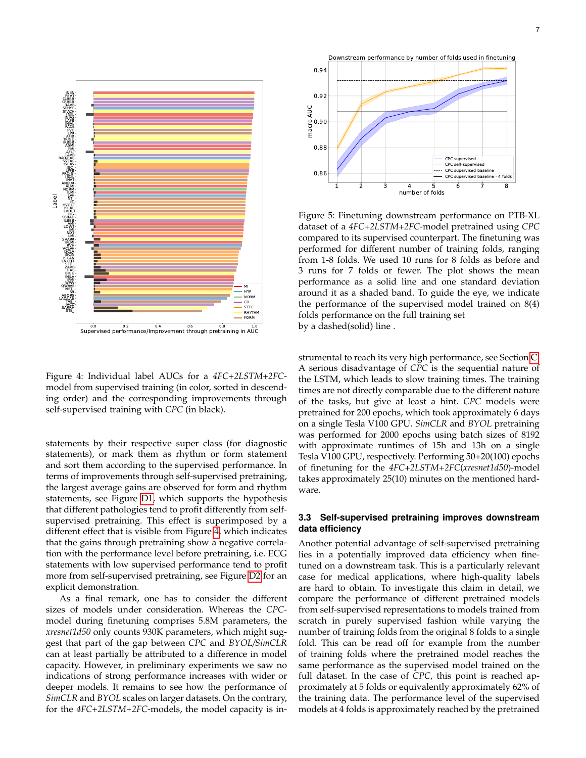Figure 4: Individual label AUCs for a *4FC+2LSTM+2FC*-model from supervised training (in color, sorted in descending order) and the corresponding improvements through self-supervised training with *CPC* (in black).

Figure 5: Finetuning downstream performance on PTB-XL dataset of a *4FC+2LSTM+2FC*-model pretrained using *CPC* compared to its supervised counterpart. The finetuning was performed for different number of training folds, ranging from 1-8 folds. We used 10 runs for 8 folds as before and 3 runs for 7 folds or fewer. The plot shows the mean performance as a solid line and one standard deviation around it as a shaded band. To guide the eye, we indicate the performance of the supervised model trained on 8(4) folds performance on the full training set by a dashed(solid) line .

statements by their respective super class (for diagnostic statements), or mark them as rhythm or form statement and sort them according to the supervised performance. In terms of improvements through self-supervised pretraining, the largest average gains are observed for form and rhythm statements, see Figure D1, which supports the hypothesis that different pathologies tend to profit differently from self-supervised pretraining. This effect is superimposed by a different effect that is visible from Figure 4, which indicates that the gains through pretraining show a negative correlation with the performance level before pretraining, i.e. ECG statements with low supervised performance tend to profit more from self-supervised pretraining, see Figure D2 for an explicit demonstration.

As a final remark, one has to consider the different sizes of models under consideration. Whereas the *CPC*-model during finetuning comprises 5.8M parameters, the *xresnet1d50* only counts 930K parameters, which might suggest that part of the gap between *CPC* and *BYOL/SimCLR* can at least partially be attributed to a difference in model capacity. However, in preliminary experiments we saw no indications of strong performance increases with wider or deeper models. It remains to see how the performance of *SimCLR* and *BYOL* scales on larger datasets. On the contrary, for the *4FC+2LSTM+2FC*-models, the model capacity is instrumental to reach its very high performance, see Section C. A serious disadvantage of *CPC* is the sequential nature of the LSTM, which leads to slow training times. The training times are not directly comparable due to the different nature of the tasks, but give at least a hint. *CPC* models were pretrained for 200 epochs, which took approximately 6 days on a single Tesla V100 GPU. *SimCLR* and *BYOL* pretraining was performed for 2000 epochs using batch sizes of 8192 with approximate runtimes of 15h and 13h on a single Tesla V100 GPU, respectively. Performing 50+20(100) epochs of finetuning for the *4FC+2LSTM+2FC*(*xresnet1d50*)-model takes approximately 25(10) minutes on the mentioned hardware.

### 3.3 Self-supervised pretraining improves downstream data efficiency

Another potential advantage of self-supervised pretraining lies in a potentially improved data efficiency when finetuned on a downstream task. This is a particularly relevant case for medical applications, where high-quality labels are hard to obtain. To investigate this claim in detail, we compare the performance of different pretrained models from self-supervised representations to models trained from scratch in purely supervised fashion while varying the number of training folds from the original 8 folds to a single fold. This can be read off for example from the number of training folds where the pretrained model reaches the same performance as the supervised model trained on the full dataset. In the case of *CPC*, this point is reached approximately at 5 folds or equivalently approximately 62% of the training data. The performance level of the supervised models at 4 folds is approximately reached by the pretrained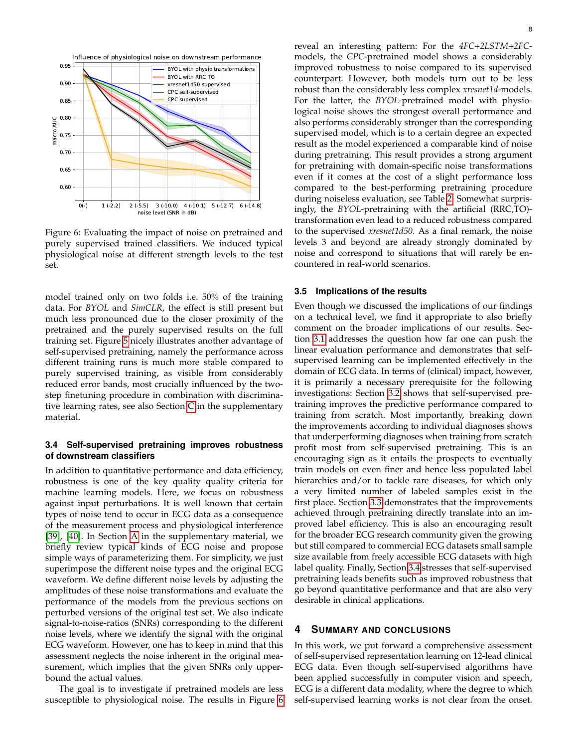Figure 6: Evaluating the impact of noise on pretrained and purely supervised trained classifiers. We induced typical physiological noise at different strength levels to the test set.

model trained only on two folds i.e. 50% of the training data. For *BYOL* and *SimCLR*, the effect is still present but much less pronounced due to the closer proximity of the pretrained and the purely supervised results on the full training set. Figure 5 nicely illustrates another advantage of self-supervised pretraining, namely the performance across different training runs is much more stable compared to purely supervised training, as visible from considerably reduced error bands, most crucially influenced by the two-step finetuning procedure in combination with discriminative learning rates, see also Section C in the supplementary material.

### 3.4 Self-supervised pretraining improves robustness of downstream classifiers

In addition to quantitative performance and data efficiency, robustness is one of the key quality quality criteria for machine learning models. Here, we focus on robustness against input perturbations. It is well known that certain types of noise tend to occur in ECG data as a consequence of the measurement process and physiological interference [39], [40]. In Section A in the supplementary material, we briefly review typical kinds of ECG noise and propose simple ways of parameterizing them. For simplicity, we just superimpose the different noise types and the original ECG waveform. We define different noise levels by adjusting the amplitudes of these noise transformations and evaluate the performance of the models from the previous sections on perturbed versions of the original test set. We also indicate signal-to-noise-ratios (SNRs) corresponding to the different noise levels, where we identify the signal with the original ECG waveform. However, one has to keep in mind that this assessment neglects the noise inherent in the original measurement, which implies that the given SNRs only upper-bound the actual values.

The goal is to investigate if pretrained models are less susceptible to physiological noise. The results in Figure 6 reveal an interesting pattern: For the *4FC+2LSTM+2FC*-models, the *CPC*-pretrained model shows a considerably improved robustness to noise compared to its supervised counterpart. However, both models turn out to be less robust than the considerably less complex *xresnet1d*-models. For the latter, the *BYOL*-pretrained model with physiological noise shows the strongest overall performance and also performs considerably stronger than the corresponding supervised model, which is to a certain degree an expected result as the model experienced a comparable kind of noise during pretraining. This result provides a strong argument for pretraining with domain-specific noise transformations even if it comes at the cost of a slight performance loss compared to the best-performing pretraining procedure during noiseless evaluation, see Table 2. Somewhat surprisingly, the *BYOL*-pretraining with the artificial (RRC,TO)-transformation even lead to a reduced robustness compared to the supervised *xresnet1d50*. As a final remark, the noise levels 3 and beyond are already strongly dominated by noise and correspond to situations that will rarely be encountered in real-world scenarios.

### 3.5 Implications of the results

Even though we discussed the implications of our findings on a technical level, we find it appropriate to also briefly comment on the broader implications of our results. Section 3.1 addresses the question how far one can push the linear evaluation performance and demonstrates that self-supervised learning can be implemented effectively in the domain of ECG data. In terms of (clinical) impact, however, it is primarily a necessary prerequisite for the following investigations: Section 3.2 shows that self-supervised pretraining improves the predictive performance compared to training from scratch. Most importantly, breaking down the improvements according to individual diagnoses shows that underperforming diagnoses when training from scratch profit most from self-supervised pretraining. This is an encouraging sign as it entails the prospects to eventually train models on even finer and hence less populated label hierarchies and/or to tackle rare diseases, for which only a very limited number of labeled samples exist in the first place. Section 3.3 demonstrates that the improvements achieved through pretraining directly translate into an improved label efficiency. This is also an encouraging result for the broader ECG research community given the growing but still compared to commercial ECG datasets small sample size available from freely accessible ECG datasets with high label quality. Finally, Section 3.4 stresses that self-supervised pretraining leads benefits such as improved robustness that go beyond quantitative performance and that are also very desirable in clinical applications.

## 4 Summary and Conclusions

In this work, we put forward a comprehensive assessment of self-supervised representation learning on 12-lead clinical ECG data. Even though self-supervised algorithms have been applied successfully in computer vision and speech, ECG is a different data modality, where the degree to which self-supervised learning works is not clear from the onset.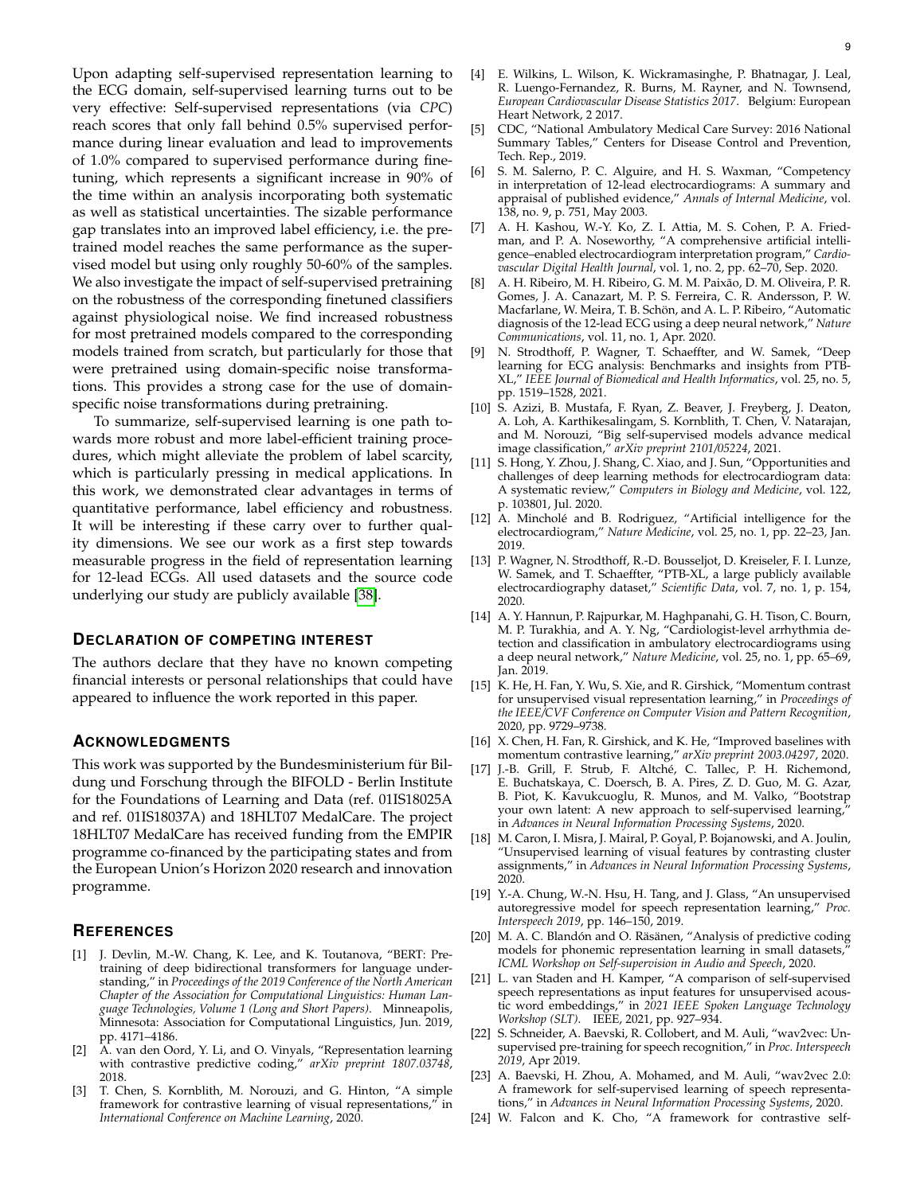Upon adapting self-supervised representation learning to the ECG domain, self-supervised learning turns out to be very effective: Self-supervised representations (via *CPC*) reach scores that only fall behind 0.5% supervised performance during linear evaluation and lead to improvements of 1.0% compared to supervised performance during finetuning, which represents a significant increase in 90% of the time within an analysis incorporating both systematic as well as statistical uncertainties. The sizable performance gap translates into an improved label efficiency, i.e. the pretrained model reaches the same performance as the supervised model but using only roughly 50-60% of the samples. We also investigate the impact of self-supervised pretraining on the robustness of the corresponding finetuned classifiers against physiological noise. We find increased robustness for most pretrained models compared to the corresponding models trained from scratch, but particularly for those that were pretrained using domain-specific noise transformations. This provides a strong case for the use of domain-specific noise transformations during pretraining.

To summarize, self-supervised learning is one path towards more robust and more label-efficient training procedures, which might alleviate the problem of label scarcity, which is particularly pressing in medical applications. In this work, we demonstrated clear advantages in terms of quantitative performance, label efficiency and robustness. It will be interesting if these carry over to further quality dimensions. We see our work as a first step towards measurable progress in the field of representation learning for 12-lead ECGs. All used datasets and the source code underlying our study are publicly available [38].

## Declaration of competing interest

The authors declare that they have no known competing financial interests or personal relationships that could have appeared to influence the work reported in this paper.

## Acknowledgments

This work was supported by the Bundesministerium für Bildung und Forschung through the BIFOLD - Berlin Institute for the Foundations of Learning and Data (ref. 01IS18025A and ref. 01IS18037A) and 18HLT07 MedalCare. The project 18HLT07 MedalCare has received funding from the EMPIR programme co-financed by the participating states and from the European Union's Horizon 2020 research and innovation programme.

## References

[1] J. Devlin, M.-W. Chang, K. Lee, and K. Toutanova, "BERT: Pre-training of deep bidirectional transformers for language understanding," in *Proceedings of the 2019 Conference of the North American Chapter of the Association for Computational Linguistics: Human Language Technologies, Volume 1 (Long and Short Papers)*. Minneapolis, Minnesota: Association for Computational Linguistics, Jun. 2019, pp. 4171–4186.

[2] A. van den Oord, Y. Li, and O. Vinyals, "Representation learning with contrastive predictive coding," *arXiv preprint 1807.03748*, 2018.

[3] T. Chen, S. Kornblith, M. Norouzi, and G. Hinton, "A simple framework for contrastive learning of visual representations," in *International Conference on Machine Learning*, 2020.

[4] E. Wilkins, L. Wilson, K. Wickramasinghe, P. Bhatnagar, J. Leal, R. Luengo-Fernandez, R. Burns, M. Rayner, and N. Townsend, *European Cardiovascular Disease Statistics 2017*. Belgium: European Heart Network, 2 2017.

[5] CDC, "National Ambulatory Medical Care Survey: 2016 National Summary Tables," Centers for Disease Control and Prevention, Tech. Rep., 2019.

[6] S. M. Salerno, P. C. Alguire, and H. S. Waxman, "Competency in interpretation of 12-lead electrocardiograms: A summary and appraisal of published evidence," *Annals of Internal Medicine*, vol. 138, no. 9, p. 751, May 2003.

[7] A. H. Kashou, W.-Y. Ko, Z. I. Attia, M. S. Cohen, P. A. Friedman, and P. A. Noseworthy, "A comprehensive artificial intelligence–enabled electrocardiogram interpretation program," *Cardiovascular Digital Health Journal*, vol. 1, no. 2, pp. 62–70, Sep. 2020.

[8] A. H. Ribeiro, M. H. Ribeiro, G. M. M. Paixão, D. M. Oliveira, P. R. Gomes, J. A. Canazart, M. P. S. Ferreira, C. R. Andersson, P. W. Macfarlane, W. Meira, T. B. Schön, and A. L. P. Ribeiro, "Automatic diagnosis of the 12-lead ECG using a deep neural network," *Nature Communications*, vol. 11, no. 1, Apr. 2020.

[9] N. Strodthoff, P. Wagner, T. Schaeffter, and W. Samek, "Deep learning for ECG analysis: Benchmarks and insights from PTB-XL," *IEEE Journal of Biomedical and Health Informatics*, vol. 25, no. 5, pp. 1519–1528, 2021.

[10] S. Azizi, B. Mustafa, F. Ryan, Z. Beaver, J. Freyberg, J. Deaton, A. Loh, A. Karthikesalingam, S. Kornblith, T. Chen, V. Natarajan, and M. Norouzi, "Big self-supervised models advance medical image classification," *arXiv preprint 2101/05224*, 2021.

[11] S. Hong, Y. Zhou, J. Shang, C. Xiao, and J. Sun, "Opportunities and challenges of deep learning methods for electrocardiogram data: A systematic review," *Computers in Biology and Medicine*, vol. 122, p. 103801, Jul. 2020.

[12] A. Mincholé and B. Rodriguez, "Artificial intelligence for the electrocardiogram," *Nature Medicine*, vol. 25, no. 1, pp. 22–23, Jan. 2019.

[13] P. Wagner, N. Strodthoff, R.-D. Bousseljot, D. Kreiseler, F. I. Lunze, W. Samek, and T. Schaeffter, "PTB-XL, a large publicly available electrocardiography dataset," *Scientific Data*, vol. 7, no. 1, p. 154, 2020.

[14] A. Y. Hannun, P. Rajpurkar, M. Haghpanahi, G. H. Tison, C. Bourn, M. P. Turakhia, and A. Y. Ng, "Cardiologist-level arrhythmia detection and classification in ambulatory electrocardiograms using a deep neural network," *Nature Medicine*, vol. 25, no. 1, pp. 65–69, Jan. 2019.

[15] K. He, H. Fan, Y. Wu, S. Xie, and R. Girshick, "Momentum contrast for unsupervised visual representation learning," in *Proceedings of the IEEE/CVF Conference on Computer Vision and Pattern Recognition*, 2020, pp. 9729–9738.

[16] X. Chen, H. Fan, R. Girshick, and K. He, "Improved baselines with momentum contrastive learning," *arXiv preprint 2003.04297*, 2020.

[17] J.-B. Grill, F. Strub, F. Altché, C. Tallec, P. H. Richemond, E. Buchatskaya, C. Doersch, B. A. Pires, Z. D. Guo, M. G. Azar, B. Piot, K. Kavukcuoglu, R. Munos, and M. Valko, "Bootstrap your own latent: A new approach to self-supervised learning," in *Advances in Neural Information Processing Systems*, 2020.

[18] M. Caron, I. Misra, J. Mairal, P. Goyal, P. Bojanowski, and A. Joulin, "Unsupervised learning of visual features by contrasting cluster assignments," in *Advances in Neural Information Processing Systems*, 2020.

[19] Y.-A. Chung, W.-N. Hsu, H. Tang, and J. Glass, "An unsupervised autoregressive model for speech representation learning," *Proc. Interspeech 2019*, pp. 146–150, 2019.

[20] M. A. C. Blandón and O. Räsänen, "Analysis of predictive coding models for phonemic representation learning in small datasets," *ICML Workshop on Self-supervision in Audio and Speech*, 2020.

[21] L. van Staden and H. Kamper, "A comparison of self-supervised speech representations as input features for unsupervised acoustic word embeddings," in *2021 IEEE Spoken Language Technology Workshop (SLT)*. IEEE, 2021, pp. 927–934.

[22] S. Schneider, A. Baevski, R. Collobert, and M. Auli, "wav2vec: Unsupervised pre-training for speech recognition," in *Proc. Interspeech 2019*, Apr 2019.

[23] A. Baevski, H. Zhou, A. Mohamed, and M. Auli, "wav2vec 2.0: A framework for self-supervised learning of speech representations," in *Advances in Neural Information Processing Systems*, 2020.

[24] W. Falcon and K. Cho, "A framework for contrastive self-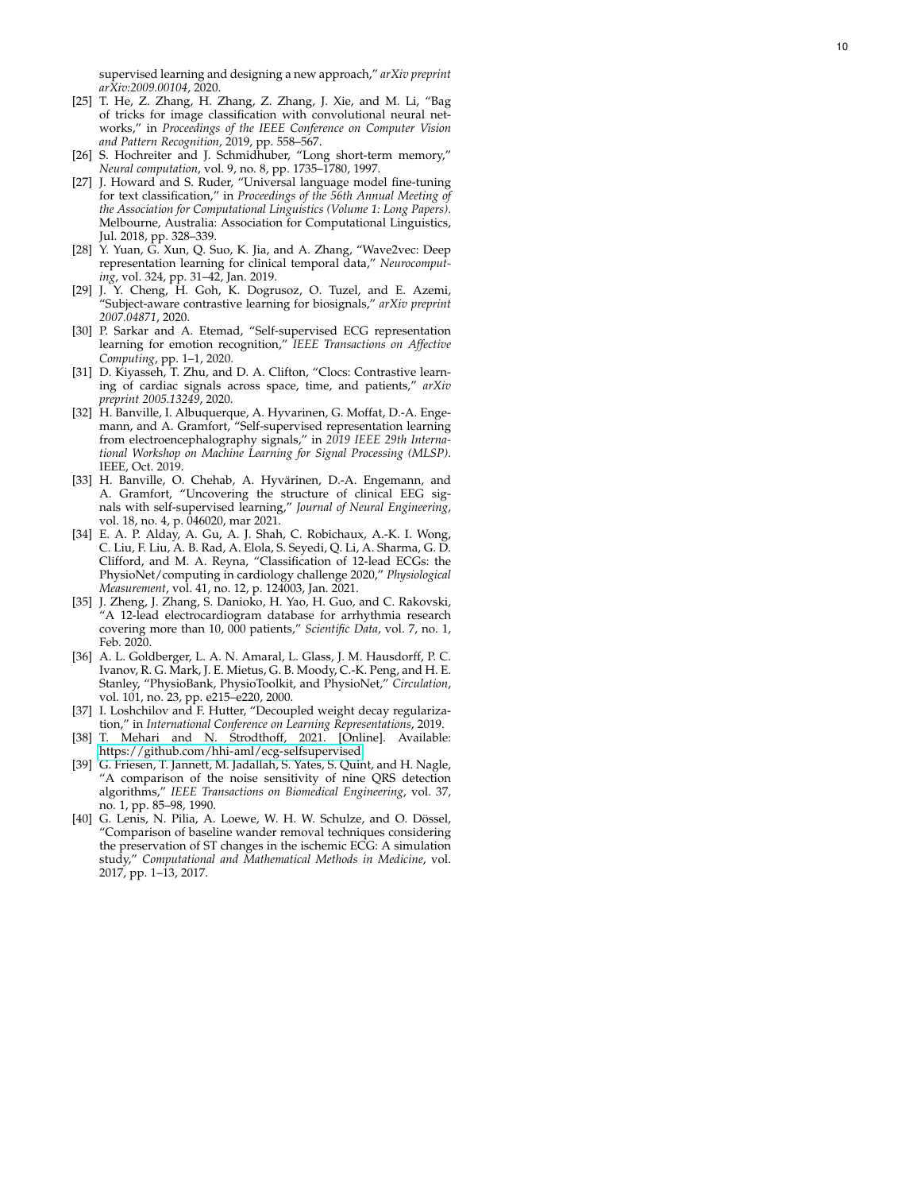supervised learning and designing a new approach," *arXiv preprint arXiv:2009.00104*, 2020.

[25] T. He, Z. Zhang, H. Zhang, Z. Zhang, J. Xie, and M. Li, "Bag of tricks for image classification with convolutional neural networks," in *Proceedings of the IEEE Conference on Computer Vision and Pattern Recognition*, 2019, pp. 558–567.

[26] S. Hochreiter and J. Schmidhuber, "Long short-term memory," *Neural computation*, vol. 9, no. 8, pp. 1735–1780, 1997.

[27] J. Howard and S. Ruder, "Universal language model fine-tuning for text classification," in *Proceedings of the 56th Annual Meeting of the Association for Computational Linguistics (Volume 1: Long Papers)*. Melbourne, Australia: Association for Computational Linguistics, Jul. 2018, pp. 328–339.

[28] Y. Yuan, G. Xun, Q. Suo, K. Jia, and A. Zhang, "Wave2vec: Deep representation learning for clinical temporal data," *Neurocomputing*, vol. 324, pp. 31–42, Jan. 2019.

[29] J. Y. Cheng, H. Goh, K. Dogrusoz, O. Tuzel, and E. Azemi, "Subject-aware contrastive learning for biosignals," *arXiv preprint 2007.04871*, 2020.

[30] P. Sarkar and A. Etemad, "Self-supervised ECG representation learning for emotion recognition," *IEEE Transactions on Affective Computing*, pp. 1–1, 2020.

[31] D. Kiyasseh, T. Zhu, and D. A. Clifton, "Clocs: Contrastive learning of cardiac signals across space, time, and patients," *arXiv preprint 2005.13249*, 2020.

[32] H. Banville, I. Albuquerque, A. Hyvarinen, G. Moffat, D.-A. Engemann, and A. Gramfort, "Self-supervised representation learning from electroencephalography signals," in *2019 IEEE 29th International Workshop on Machine Learning for Signal Processing (MLSP)*. IEEE, Oct. 2019.

[33] H. Banville, O. Chehab, A. Hyvärinen, D.-A. Engemann, and A. Gramfort, "Uncovering the structure of clinical EEG signals with self-supervised learning," *Journal of Neural Engineering*, vol. 18, no. 4, p. 046020, mar 2021.

[34] E. A. P. Alday, A. Gu, A. J. Shah, C. Robichaux, A.-K. I. Wong, C. Liu, F. Liu, A. B. Rad, A. Elola, S. Seyedi, Q. Li, A. Sharma, G. D. Clifford, and M. A. Reyna, "Classification of 12-lead ECGs: the PhysioNet/computing in cardiology challenge 2020," *Physiological Measurement*, vol. 41, no. 12, p. 124003, Jan. 2021.

[35] J. Zheng, J. Zhang, S. Danioko, H. Yao, H. Guo, and C. Rakovski, "A 12-lead electrocardiogram database for arrhythmia research covering more than 10, 000 patients," *Scientific Data*, vol. 7, no. 1, Feb. 2020.

[36] A. L. Goldberger, L. A. N. Amaral, L. Glass, J. M. Hausdorff, P. C. Ivanov, R. G. Mark, J. E. Mietus, G. B. Moody, C.-K. Peng, and H. E. Stanley, "PhysioBank, PhysioToolkit, and PhysioNet," *Circulation*, vol. 101, no. 23, pp. e215–e220, 2000.

[37] I. Loshchilov and F. Hutter, "Decoupled weight decay regularization," in *International Conference on Learning Representations*, 2019.

[38] T. Mehari and N. Strodthoff, 2021. [Online]. Available: https://github.com/hhi-aml/ecg-selfsupervised

[39] G. Friesen, T. Jannett, M. Jadallah, S. Yates, S. Quint, and H. Nagle, "A comparison of the noise sensitivity of nine QRS detection algorithms," *IEEE Transactions on Biomedical Engineering*, vol. 37, no. 1, pp. 85–98, 1990.

[40] G. Lenis, N. Pilia, A. Loewe, W. H. W. Schulze, and O. Dössel, "Comparison of baseline wander removal techniques considering the preservation of ST changes in the ischemic ECG: A simulation study," *Computational and Mathematical Methods in Medicine*, vol. 2017, pp. 1–13, 2017.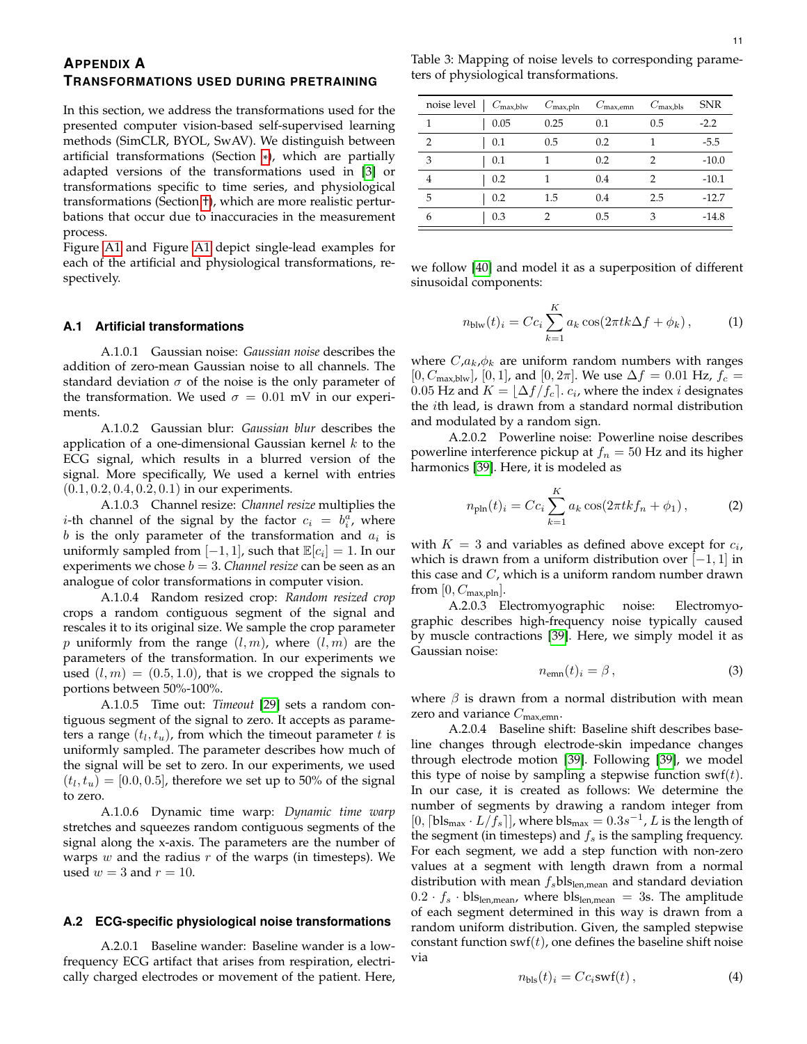# Appendix A
# Transformations used during pretraining

In this section, we address the transformations used for the presented computer vision-based self-supervised learning methods (SimCLR, BYOL, SwAV). We distinguish between artificial transformations (Section *), which are partially adapted versions of the transformations used in [3] or transformations specific to time series, and physiological transformations (Section †), which are more realistic perturbations that occur due to inaccuracies in the measurement process.

Figure A1 and Figure A1 depict single-lead examples for each of the artificial and physiological transformations, respectively.

## A.1 Artificial transformations

A.1.0.1 Gaussian noise: *Gaussian noise* describes the addition of zero-mean Gaussian noise to all channels. The standard deviation $\sigma$ of the noise is the only parameter of the transformation. We used $\sigma = 0.01$ mV in our experiments.

A.1.0.2 Gaussian blur: *Gaussian blur* describes the application of a one-dimensional Gaussian kernel $k$ to the ECG signal, which results in a blurred version of the signal. More specifically, We used a kernel with entries $(0.1, 0.2, 0.4, 0.2, 0.1)$ in our experiments.

A.1.0.3 Channel resize: *Channel resize* multiplies the $i$-th channel of the signal by the factor $c_i = b_i^a$, where $b$ is the only parameter of the transformation and $a_i$ is uniformly sampled from $[-1, 1]$, such that $\mathbb{E}[c_i] = 1$. In our experiments we chose $b = 3$. *Channel resize* can be seen as an analogue of color transformations in computer vision.

A.1.0.4 Random resized crop: *Random resized crop* crops a random contiguous segment of the signal and rescales it to its original size. We sample the crop parameter $p$ uniformly from the range $(l, m)$, where $(l, m)$ are the parameters of the transformation. In our experiments we used $(l, m) = (0.5, 1.0)$, that is we cropped the signals to portions between 50%-100%.

A.1.0.5 Time out: *Timeout* [29] sets a random contiguous segment of the signal to zero. It accepts as parameters a range $(t_l, t_u)$, from which the timeout parameter $t$ is uniformly sampled. The parameter describes how much of the signal will be set to zero. In our experiments, we used $(t_l, t_u) = [0.0, 0.5]$, therefore we set up to 50% of the signal to zero.

A.1.0.6 Dynamic time warp: *Dynamic time warp* stretches and squeezes random contiguous segments of the signal along the x-axis. The parameters are the number of warps $w$ and the radius $r$ of the warps (in timesteps). We used $w = 3$ and $r = 10$.

## A.2 ECG-specific physiological noise transformations

A.2.0.1 Baseline wander: Baseline wander is a low-frequency ECG artifact that arises from respiration, electrically charged electrodes or movement of the patient. Here, we follow [40] and model it as a superposition of different sinusoidal components:

$$n_{\text{blw}}(t)_i = C c_i \sum_{k=1}^{K} a_k \cos(2\pi t k \Delta f + \phi_k)\,, \tag{1}$$

where $C$,$a_k$,$\phi_k$ are uniform random numbers with ranges $[0, C_{\text{max,blw}}]$, $[0, 1]$, and $[0, 2\pi]$. We use $\Delta f = 0.01$ Hz, $f_c = 0.05$ Hz and $K = \lfloor \Delta f / f_c \rceil$. $c_i$, where the index $i$ designates the $i$th lead, is drawn from a standard normal distribution and modulated by a random sign.

A.2.0.2 Powerline noise: Powerline noise describes powerline interference pickup at $f_n = 50$ Hz and its higher harmonics [39]. Here, it is modeled as

$$n_{\text{pln}}(t)_i = C c_i \sum_{k=1}^{K} a_k \cos(2\pi t k f_n + \phi_1)\,, \tag{2}$$

with $K = 3$ and variables as defined above except for $c_i$, which is drawn from a uniform distribution over $[-1, 1]$ in this case and $C$, which is a uniform random number drawn from $[0, C_{\text{max,pln}}]$.

A.2.0.3 Electromyographic noise: Electromyographic describes high-frequency noise typically caused by muscle contractions [39]. Here, we simply model it as Gaussian noise:

$$n_{\text{emn}}(t)_i = \beta\,, \tag{3}$$

where $\beta$ is drawn from a normal distribution with mean zero and variance $C_{\text{max,emn}}$.

A.2.0.4 Baseline shift: Baseline shift describes baseline changes through electrode-skin impedance changes through electrode motion [39]. Following [39], we model this type of noise by sampling a stepwise function $\text{swf}(t)$. In our case, it is created as follows: We determine the number of segments by drawing a random integer from $[0, \lceil \text{bls}_{\text{max}} \cdot L/f_s \rceil]$, where $\text{bls}_{\text{max}} = 0.3s^{-1}$, $L$ is the length of the segment (in timesteps) and $f_s$ is the sampling frequency. For each segment, we add a step function with non-zero values at a segment with length drawn from a normal distribution with mean $f_s \text{bls}_{\text{len,mean}}$ and standard deviation $0.2 \cdot f_s \cdot \text{bls}_{\text{len,mean}}$, where $\text{bls}_{\text{len,mean}} = 3$s. The amplitude of each segment determined in this way is drawn from a random uniform distribution. Given, the sampled stepwise constant function $\text{swf}(t)$, one defines the baseline shift noise via

$$n_{\text{bls}}(t)_i = C c_i \text{swf}(t)\,, \tag{4}$$

Table 3: Mapping of noise levels to corresponding parameters of physiological transformations.

| noise level | $C_{\text{max,blw}}$ | $C_{\text{max,pln}}$ | $C_{\text{max,emn}}$ | $C_{\text{max,bls}}$ | SNR |
|---|---|---|---|---|---|
| 1 | 0.05 | 0.25 | 0.1 | 0.5 | -2.2 |
| 2 | 0.1 | 0.5 | 0.2 | 1 | -5.5 |
| 3 | 0.1 | 1 | 0.2 | 2 | -10.0 |
| 4 | 0.2 | 1 | 0.4 | 2 | -10.1 |
| 5 | 0.2 | 1.5 | 0.4 | 2.5 | -12.7 |
| 6 | 0.3 | 2 | 0.5 | 3 | -14.8 |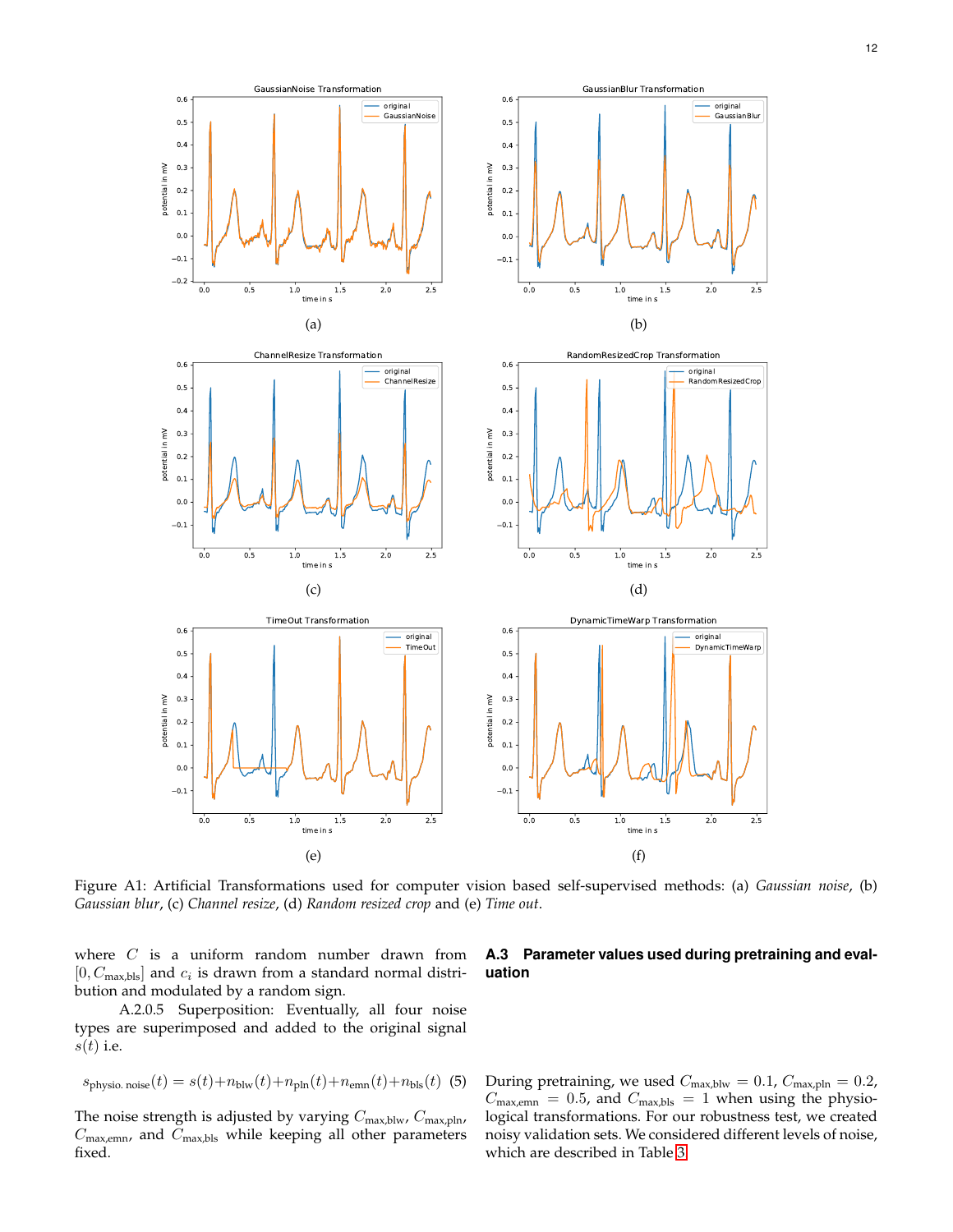Figure A1: Artificial Transformations used for computer vision based self-supervised methods: (a) *Gaussian noise*, (b) *Gaussian blur*, (c) *Channel resize*, (d) *Random resized crop* and (e) *Time out*.

where $C$ is a uniform random number drawn from $[0, C_{\text{max,bls}}]$ and $c_i$ is drawn from a standard normal distribution and modulated by a random sign.

A.2.0.5 Superposition: Eventually, all four noise types are superimposed and added to the original signal $s(t)$ i.e.

$$s_{\text{physio. noise}}(t) = s(t) + n_{\text{blw}}(t) + n_{\text{pln}}(t) + n_{\text{emn}}(t) + n_{\text{bls}}(t) \quad (5)$$

The noise strength is adjusted by varying $C_{\text{max,blw}}$, $C_{\text{max,pln}}$, $C_{\text{max,emn}}$, and $C_{\text{max,bls}}$ while keeping all other parameters fixed.

### A.3 Parameter values used during pretraining and evaluation

During pretraining, we used $C_{\text{max,blw}} = 0.1$, $C_{\text{max,pln}} = 0.2$, $C_{\text{max,emn}} = 0.5$, and $C_{\text{max,bls}} = 1$ when using the physiological transformations. For our robustness test, we created noisy validation sets. We considered different levels of noise, which are described in Table 3.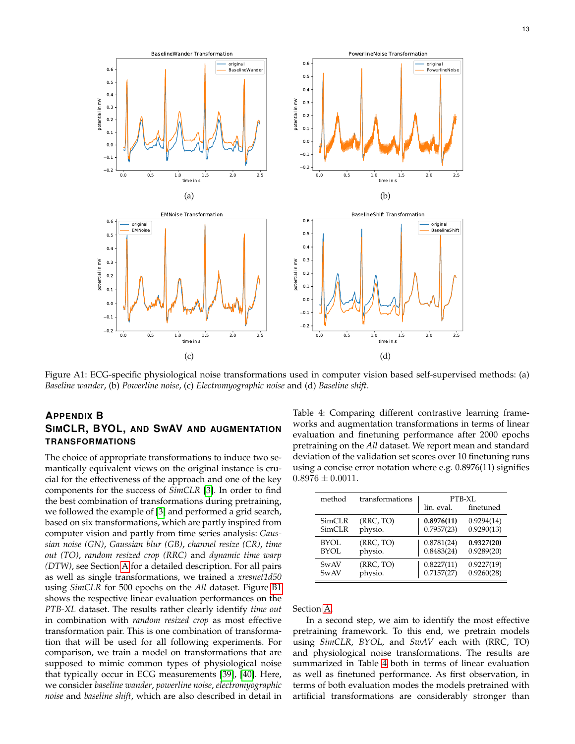Figure A1: ECG-specific physiological noise transformations used in computer vision based self-supervised methods: (a) *Baseline wander*, (b) *Powerline noise*, (c) *Electromyographic noise* and (d) *Baseline shift*.

## Appendix B
## SimCLR, BYOL, and SwAV and augmentation transformations

The choice of appropriate transformations to induce two semantically equivalent views on the original instance is crucial for the effectiveness of the approach and one of the key components for the success of *SimCLR* [3]. In order to find the best combination of transformations during pretraining, we followed the example of [3] and performed a grid search, based on six transformations, which are partly inspired from computer vision and partly from time series analysis: *Gaussian noise (GN)*, *Gaussian blur (GB)*, *channel resize (CR)*, *time out (TO)*, *random resized crop (RRC)* and *dynamic time warp (DTW)*, see Section A for a detailed description. For all pairs as well as single transformations, we trained a *xresnet1d50* using *SimCLR* for 500 epochs on the *All* dataset. Figure B1 shows the respective linear evaluation performances on the *PTB-XL* dataset. The results rather clearly identify *time out* in combination with *random resized crop* as most effective transformation pair. This is one combination of transformation that will be used for all following experiments. For comparison, we train a model on transformations that are supposed to mimic common types of physiological noise that typically occur in ECG measurements [39], [40]. Here, we consider *baseline wander*, *powerline noise*, *electromyographic noise* and *baseline shift*, which are also described in detail in Section A.

Table 4: Comparing different contrastive learning frameworks and augmentation transformations in terms of linear evaluation and finetuning performance after 2000 epochs pretraining on the *All* dataset. We report mean and standard deviation of the validation set scores over 10 finetuning runs using a concise error notation where e.g. 0.8976(11) signifies $0.8976 \pm 0.0011$.

| method | transformations | PTB-XL | |
|---|---|---|---|
| | | lin. eval. | finetuned |
| SimCLR | (RRC, TO) | **0.8976(11)** | 0.9294(14) |
| SimCLR | physio. | 0.7957(23) | 0.9290(13) |
| BYOL | (RRC, TO) | 0.8781(24) | **0.9327(20)** |
| BYOL | physio. | 0.8483(24) | 0.9289(20) |
| SwAV | (RRC, TO) | 0.8227(11) | 0.9227(19) |
| SwAV | physio. | 0.7157(27) | 0.9260(28) |

In a second step, we aim to identify the most effective pretraining framework. To this end, we pretrain models using *SimCLR*, *BYOL*, and *SwAV* each with (RRC, TO) and physiological noise transformations. The results are summarized in Table 4 both in terms of linear evaluation as well as finetuned performance. As first observation, in terms of both evaluation modes the models pretrained with artificial transformations are considerably stronger than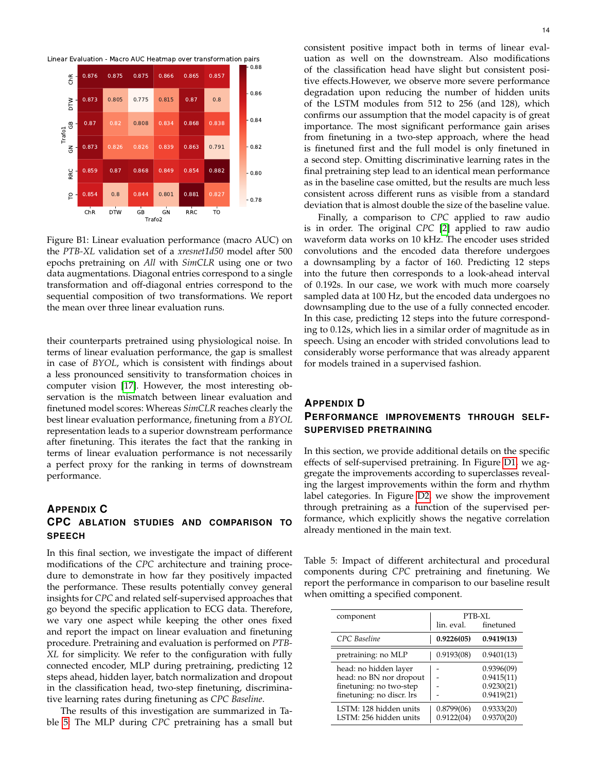Figure B1: Linear evaluation performance (macro AUC) on the *PTB-XL* validation set of a *xresnet1d50* model after 500 epochs pretraining on *All* with *SimCLR* using one or two data augmentations. Diagonal entries correspond to a single transformation and off-diagonal entries correspond to the sequential composition of two transformations. We report the mean over three linear evaluation runs.

their counterparts pretrained using physiological noise. In terms of linear evaluation performance, the gap is smallest in case of *BYOL*, which is consistent with findings about a less pronounced sensitivity to transformation choices in computer vision [17]. However, the most interesting observation is the mismatch between linear evaluation and finetuned model scores: Whereas *SimCLR* reaches clearly the best linear evaluation performance, finetuning from a *BYOL* representation leads to a superior downstream performance after finetuning. This iterates the fact that the ranking in terms of linear evaluation performance is not necessarily a perfect proxy for the ranking in terms of downstream performance.

## Appendix C
## CPC ablation studies and comparison to speech

In this final section, we investigate the impact of different modifications of the *CPC* architecture and training procedure to demonstrate in how far they positively impacted the performance. These results potentially convey general insights for *CPC* and related self-supervised approaches that go beyond the specific application to ECG data. Therefore, we vary one aspect while keeping the other ones fixed and report the impact on linear evaluation and finetuning procedure. Pretraining and evaluation is performed on *PTB-XL* for simplicity. We refer to the configuration with fully connected encoder, MLP during pretraining, predicting 12 steps ahead, hidden layer, batch normalization and dropout in the classification head, two-step finetuning, discriminative learning rates during finetuning as *CPC Baseline*.

The results of this investigation are summarized in Table 5. The MLP during *CPC* pretraining has a small but consistent positive impact both in terms of linear evaluation as well on the downstream. Also modifications of the classification head have slight but consistent positive effects.However, we observe more severe performance degradation upon reducing the number of hidden units of the LSTM modules from 512 to 256 (and 128), which confirms our assumption that the model capacity is of great importance. The most significant performance gain arises from finetuning in a two-step approach, where the head is finetuned first and the full model is only finetuned in a second step. Omitting discriminative learning rates in the final pretraining step lead to an identical mean performance as in the baseline case omitted, but the results are much less consistent across different runs as visible from a standard deviation that is almost double the size of the baseline value.

Finally, a comparison to *CPC* applied to raw audio is in order. The original *CPC* [2] applied to raw audio waveform data works on 10 kHz. The encoder uses strided convolutions and the encoded data therefore undergoes a downsampling by a factor of 160. Predicting 12 steps into the future then corresponds to a look-ahead interval of 0.192s. In our case, we work with much more coarsely sampled data at 100 Hz, but the encoded data undergoes no downsampling due to the use of a fully connected encoder. In this case, predicting 12 steps into the future corresponding to 0.12s, which lies in a similar order of magnitude as in speech. Using an encoder with strided convolutions lead to considerably worse performance that was already apparent for models trained in a supervised fashion.

## Appendix D
## Performance improvements through self-supervised pretraining

In this section, we provide additional details on the specific effects of self-supervised pretraining. In Figure D1, we aggregate the improvements according to superclasses revealing the largest improvements within the form and rhythm label categories. In Figure D2, we show the improvement through pretraining as a function of the supervised performance, which explicitly shows the negative correlation already mentioned in the main text.

Table 5: Impact of different architectural and procedural components during *CPC* pretraining and finetuning. We report the performance in comparison to our baseline result when omitting a specified component.

| component | PTB-XL | |
|---|---|---|
| | lin. eval. | finetuned |
| *CPC Baseline* | **0.9226(05)** | **0.9419(13)** |
| pretraining: no MLP | 0.9193(08) | 0.9401(13) |
| head: no hidden layer | - | 0.9396(09) |
| head: no BN nor dropout | - | 0.9415(11) |
| finetuning: no two-step | - | 0.9230(21) |
| finetuning: no discr. lrs | - | 0.9419(21) |
| LSTM: 128 hidden units | 0.8799(06) | 0.9333(20) |
| LSTM: 256 hidden units | 0.9122(04) | 0.9370(20) |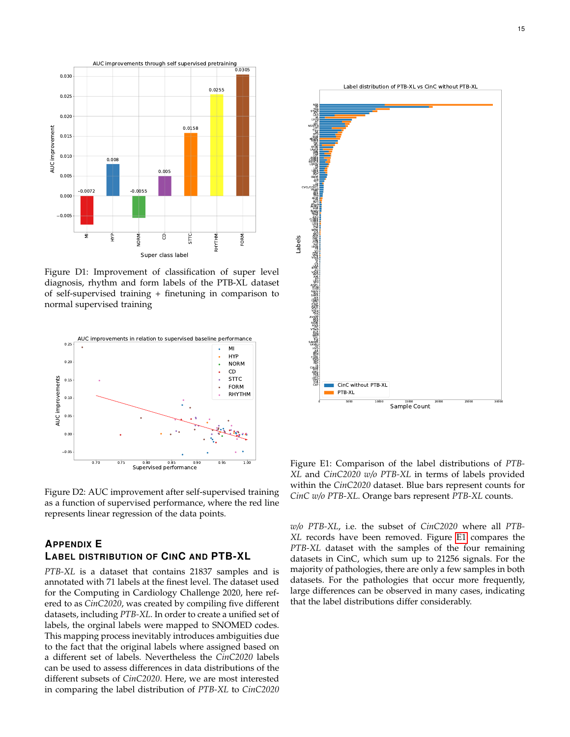AUC improvements through self supervised pretraining

AUC improvement

Super class label

-0.0072 0.008 -0.0055 0.005 0.0158 0.0255 0.0305

MI HYP NORM CD STTC RHYTHM FORM

Figure D1: Improvement of classification of super level diagnosis, rhythm and form labels of the PTB-XL dataset of self-supervised training + finetuning in comparison to normal supervised training

AUC improvements in relation to supervised baseline performance

AUC improvements

Supervised performance

MI HYP NORM CD STTC FORM RHYTHM

Figure D2: AUC improvement after self-supervised training as a function of supervised performance, where the red line represents linear regression of the data points.

## Appendix E
## Label distribution of CinC and PTB-XL

*PTB-XL* is a dataset that contains 21837 samples and is annotated with 71 labels at the finest level. The dataset used for the Computing in Cardiology Challenge 2020, here refered to as *CinC2020*, was created by compiling five different datasets, including *PTB-XL*. In order to create a unified set of labels, the orginal labels were mapped to SNOMED codes. This mapping process inevitably introduces ambiguities due to the fact that the original labels where assigned based on a different set of labels. Nevertheless the *CinC2020* labels can be used to assess differences in data distributions of the different subsets of *CinC2020*. Here, we are most interested in comparing the label distribution of *PTB-XL* to *CinC2020 w/o PTB-XL*, i.e. the subset of *CinC2020* where all *PTB-XL* records have been removed. Figure E1 compares the *PTB-XL* dataset with the samples of the four remaining datasets in CinC, which sum up to 21256 signals. For the majority of pathologies, there are only a few samples in both datasets. For the pathologies that occur more frequently, large differences can be observed in many cases, indicating that the label distributions differ considerably.

Label distribution of PTB-XL vs CinC without PTB-XL

Labels

Sample Count

CinC without PTB-XL
PTB-XL

Figure E1: Comparison of the label distributions of *PTB-XL* and *CinC2020 w/o PTB-XL* in terms of labels provided within the *CinC2020* dataset. Blue bars represent counts for *CinC w/o PTB-XL*. Orange bars represent *PTB-XL* counts.